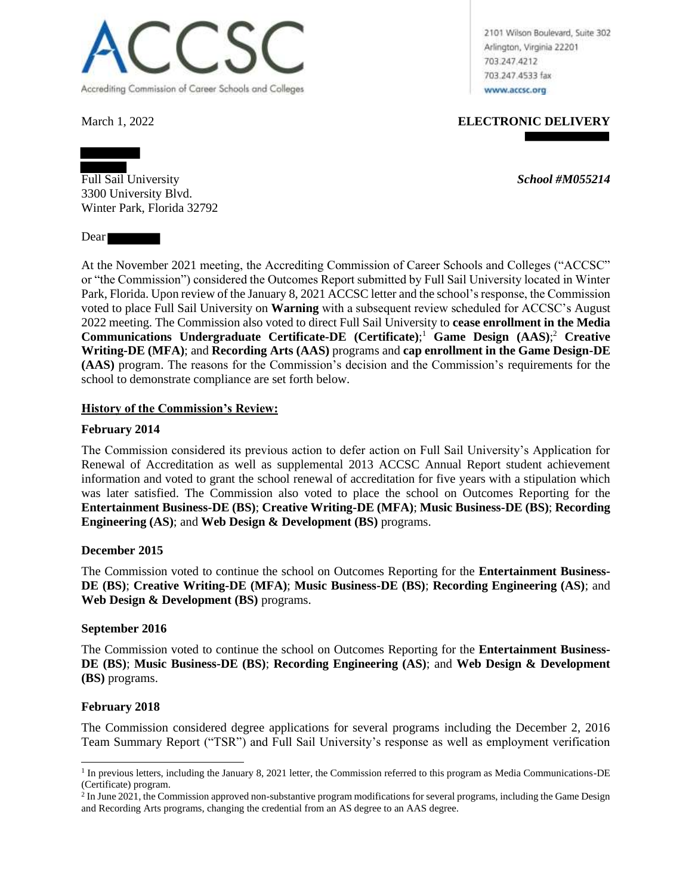# ACCSC

Accrediting Commission of Career Schools and Colleges

2101 Wilson Boulevard, Suite 302
Arlington, Virginia 22201
703.247.4212
703.247.4533 fax
www.accsc.org

March 1, 2022

**ELECTRONIC DELIVERY**

Full Sail University
3300 University Blvd.
Winter Park, Florida 32792

***School #M055214***

Dear

At the November 2021 meeting, the Accrediting Commission of Career Schools and Colleges ("ACCSC" or "the Commission") considered the Outcomes Report submitted by Full Sail University located in Winter Park, Florida. Upon review of the January 8, 2021 ACCSC letter and the school's response, the Commission voted to place Full Sail University on **Warning** with a subsequent review scheduled for ACCSC's August 2022 meeting. The Commission also voted to direct Full Sail University to **cease enrollment in the Media Communications Undergraduate Certificate-DE (Certificate)**;[1] **Game Design (AAS)**;[2] **Creative Writing-DE (MFA)**; and **Recording Arts (AAS)** programs and **cap enrollment in the Game Design-DE (AAS)** program. The reasons for the Commission's decision and the Commission's requirements for the school to demonstrate compliance are set forth below.

## History of the Commission's Review:

### February 2014

The Commission considered its previous action to defer action on Full Sail University's Application for Renewal of Accreditation as well as supplemental 2013 ACCSC Annual Report student achievement information and voted to grant the school renewal of accreditation for five years with a stipulation which was later satisfied. The Commission also voted to place the school on Outcomes Reporting for the **Entertainment Business-DE (BS)**; **Creative Writing-DE (MFA)**; **Music Business-DE (BS)**; **Recording Engineering (AS)**; and **Web Design & Development (BS)** programs.

### December 2015

The Commission voted to continue the school on Outcomes Reporting for the **Entertainment Business-DE (BS)**; **Creative Writing-DE (MFA)**; **Music Business-DE (BS)**; **Recording Engineering (AS)**; and **Web Design & Development (BS)** programs.

### September 2016

The Commission voted to continue the school on Outcomes Reporting for the **Entertainment Business-DE (BS)**; **Music Business-DE (BS)**; **Recording Engineering (AS)**; and **Web Design & Development (BS)** programs.

### February 2018

The Commission considered degree applications for several programs including the December 2, 2016 Team Summary Report ("TSR") and Full Sail University's response as well as employment verification

---

[1] In previous letters, including the January 8, 2021 letter, the Commission referred to this program as Media Communications-DE (Certificate) program.

[2] In June 2021, the Commission approved non-substantive program modifications for several programs, including the Game Design and Recording Arts programs, changing the credential from an AS degree to an AAS degree.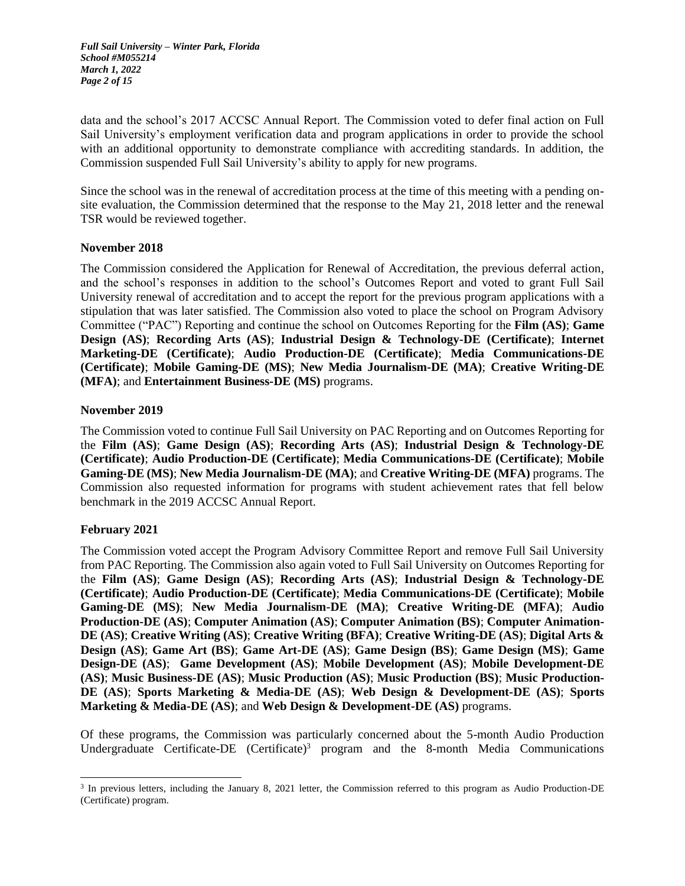data and the school's 2017 ACCSC Annual Report. The Commission voted to defer final action on Full Sail University's employment verification data and program applications in order to provide the school with an additional opportunity to demonstrate compliance with accrediting standards. In addition, the Commission suspended Full Sail University's ability to apply for new programs.

Since the school was in the renewal of accreditation process at the time of this meeting with a pending on-site evaluation, the Commission determined that the response to the May 21, 2018 letter and the renewal TSR would be reviewed together.

**November 2018**

The Commission considered the Application for Renewal of Accreditation, the previous deferral action, and the school's responses in addition to the school's Outcomes Report and voted to grant Full Sail University renewal of accreditation and to accept the report for the previous program applications with a stipulation that was later satisfied. The Commission also voted to place the school on Program Advisory Committee ("PAC") Reporting and continue the school on Outcomes Reporting for the **Film (AS)**; **Game Design (AS)**; **Recording Arts (AS)**; **Industrial Design & Technology-DE (Certificate)**; **Internet Marketing-DE (Certificate)**; **Audio Production-DE (Certificate)**; **Media Communications-DE (Certificate)**; **Mobile Gaming-DE (MS)**; **New Media Journalism-DE (MA)**; **Creative Writing-DE (MFA)**; and **Entertainment Business-DE (MS)** programs.

**November 2019**

The Commission voted to continue Full Sail University on PAC Reporting and on Outcomes Reporting for the **Film (AS)**; **Game Design (AS)**; **Recording Arts (AS)**; **Industrial Design & Technology-DE (Certificate)**; **Audio Production-DE (Certificate)**; **Media Communications-DE (Certificate)**; **Mobile Gaming-DE (MS)**; **New Media Journalism-DE (MA)**; and **Creative Writing-DE (MFA)** programs. The Commission also requested information for programs with student achievement rates that fell below benchmark in the 2019 ACCSC Annual Report.

**February 2021**

The Commission voted accept the Program Advisory Committee Report and remove Full Sail University from PAC Reporting. The Commission also again voted to Full Sail University on Outcomes Reporting for the **Film (AS)**; **Game Design (AS)**; **Recording Arts (AS)**; **Industrial Design & Technology-DE (Certificate)**; **Audio Production-DE (Certificate)**; **Media Communications-DE (Certificate)**; **Mobile Gaming-DE (MS)**; **New Media Journalism-DE (MA)**; **Creative Writing-DE (MFA)**; **Audio Production-DE (AS)**; **Computer Animation (AS)**; **Computer Animation (BS)**; **Computer Animation-DE (AS)**; **Creative Writing (AS)**; **Creative Writing (BFA)**; **Creative Writing-DE (AS)**; **Digital Arts & Design (AS)**; **Game Art (BS)**; **Game Art-DE (AS)**; **Game Design (BS)**; **Game Design (MS)**; **Game Design-DE (AS)**; **Game Development (AS)**; **Mobile Development (AS)**; **Mobile Development-DE (AS)**; **Music Business-DE (AS)**; **Music Production (AS)**; **Music Production (BS)**; **Music Production-DE (AS)**; **Sports Marketing & Media-DE (AS)**; **Web Design & Development-DE (AS)**; **Sports Marketing & Media-DE (AS)**; and **Web Design & Development-DE (AS)** programs.

Of these programs, the Commission was particularly concerned about the 5-month Audio Production Undergraduate Certificate-DE (Certificate)[3] program and the 8-month Media Communications

[3] In previous letters, including the January 8, 2021 letter, the Commission referred to this program as Audio Production-DE (Certificate) program.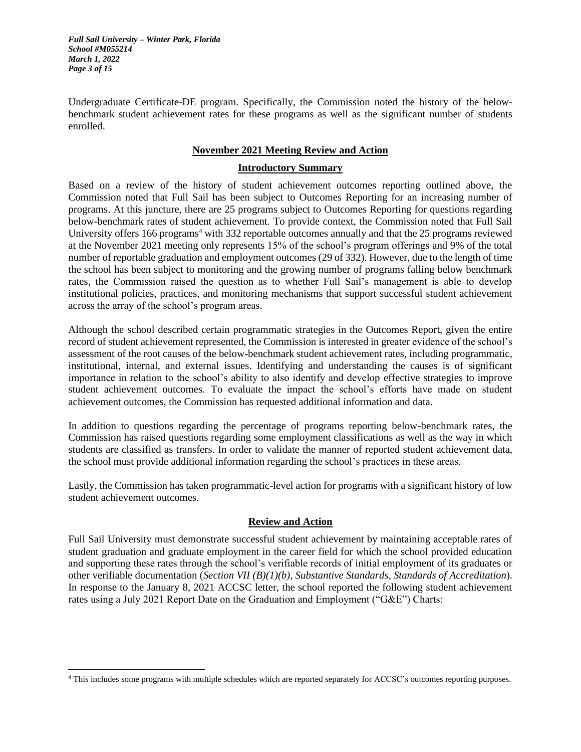Undergraduate Certificate-DE program. Specifically, the Commission noted the history of the below-benchmark student achievement rates for these programs as well as the significant number of students enrolled.

## November 2021 Meeting Review and Action

### Introductory Summary

Based on a review of the history of student achievement outcomes reporting outlined above, the Commission noted that Full Sail has been subject to Outcomes Reporting for an increasing number of programs. At this juncture, there are 25 programs subject to Outcomes Reporting for questions regarding below-benchmark rates of student achievement. To provide context, the Commission noted that Full Sail University offers 166 programs[4] with 332 reportable outcomes annually and that the 25 programs reviewed at the November 2021 meeting only represents 15% of the school's program offerings and 9% of the total number of reportable graduation and employment outcomes (29 of 332). However, due to the length of time the school has been subject to monitoring and the growing number of programs falling below benchmark rates, the Commission raised the question as to whether Full Sail's management is able to develop institutional policies, practices, and monitoring mechanisms that support successful student achievement across the array of the school's program areas.

Although the school described certain programmatic strategies in the Outcomes Report, given the entire record of student achievement represented, the Commission is interested in greater evidence of the school's assessment of the root causes of the below-benchmark student achievement rates, including programmatic, institutional, internal, and external issues. Identifying and understanding the causes is of significant importance in relation to the school's ability to also identify and develop effective strategies to improve student achievement outcomes. To evaluate the impact the school's efforts have made on student achievement outcomes, the Commission has requested additional information and data.

In addition to questions regarding the percentage of programs reporting below-benchmark rates, the Commission has raised questions regarding some employment classifications as well as the way in which students are classified as transfers. In order to validate the manner of reported student achievement data, the school must provide additional information regarding the school's practices in these areas.

Lastly, the Commission has taken programmatic-level action for programs with a significant history of low student achievement outcomes.

### Review and Action

Full Sail University must demonstrate successful student achievement by maintaining acceptable rates of student graduation and graduate employment in the career field for which the school provided education and supporting these rates through the school's verifiable records of initial employment of its graduates or other verifiable documentation (*Section VII (B)(1)(b), Substantive Standards, Standards of Accreditation*). In response to the January 8, 2021 ACCSC letter, the school reported the following student achievement rates using a July 2021 Report Date on the Graduation and Employment ("G&E") Charts:

---

[4] This includes some programs with multiple schedules which are reported separately for ACCSC's outcomes reporting purposes.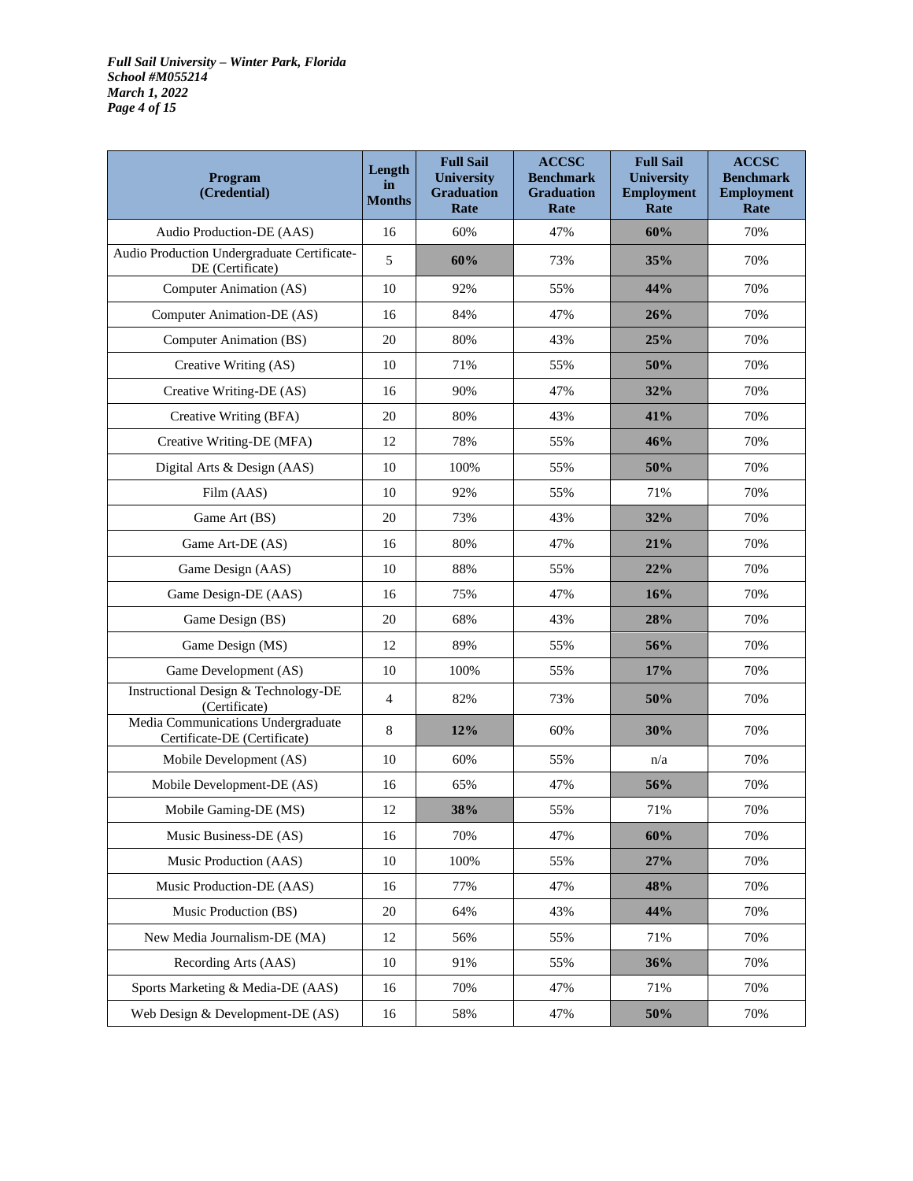| Program (Credential) | Length in Months | Full Sail University Graduation Rate | ACCSC Benchmark Graduation Rate | Full Sail University Employment Rate | ACCSC Benchmark Employment Rate |
|---|---|---|---|---|---|
| Audio Production-DE (AAS) | 16 | 60% | 47% | **60%** | 70% |
| Audio Production Undergraduate Certificate-DE (Certificate) | 5 | **60%** | 73% | **35%** | 70% |
| Computer Animation (AS) | 10 | 92% | 55% | **44%** | 70% |
| Computer Animation-DE (AS) | 16 | 84% | 47% | **26%** | 70% |
| Computer Animation (BS) | 20 | 80% | 43% | **25%** | 70% |
| Creative Writing (AS) | 10 | 71% | 55% | **50%** | 70% |
| Creative Writing-DE (AS) | 16 | 90% | 47% | **32%** | 70% |
| Creative Writing (BFA) | 20 | 80% | 43% | **41%** | 70% |
| Creative Writing-DE (MFA) | 12 | 78% | 55% | **46%** | 70% |
| Digital Arts & Design (AAS) | 10 | 100% | 55% | **50%** | 70% |
| Film (AAS) | 10 | 92% | 55% | 71% | 70% |
| Game Art (BS) | 20 | 73% | 43% | **32%** | 70% |
| Game Art-DE (AS) | 16 | 80% | 47% | **21%** | 70% |
| Game Design (AAS) | 10 | 88% | 55% | **22%** | 70% |
| Game Design-DE (AAS) | 16 | 75% | 47% | **16%** | 70% |
| Game Design (BS) | 20 | 68% | 43% | **28%** | 70% |
| Game Design (MS) | 12 | 89% | 55% | **56%** | 70% |
| Game Development (AS) | 10 | 100% | 55% | **17%** | 70% |
| Instructional Design & Technology-DE (Certificate) | 4 | 82% | 73% | **50%** | 70% |
| Media Communications Undergraduate Certificate-DE (Certificate) | 8 | **12%** | 60% | **30%** | 70% |
| Mobile Development (AS) | 10 | 60% | 55% | n/a | 70% |
| Mobile Development-DE (AS) | 16 | 65% | 47% | **56%** | 70% |
| Mobile Gaming-DE (MS) | 12 | **38%** | 55% | 71% | 70% |
| Music Business-DE (AS) | 16 | 70% | 47% | **60%** | 70% |
| Music Production (AAS) | 10 | 100% | 55% | **27%** | 70% |
| Music Production-DE (AAS) | 16 | 77% | 47% | **48%** | 70% |
| Music Production (BS) | 20 | 64% | 43% | **44%** | 70% |
| New Media Journalism-DE (MA) | 12 | 56% | 55% | 71% | 70% |
| Recording Arts (AAS) | 10 | 91% | 55% | **36%** | 70% |
| Sports Marketing & Media-DE (AAS) | 16 | 70% | 47% | 71% | 70% |
| Web Design & Development-DE (AS) | 16 | 58% | 47% | **50%** | 70% |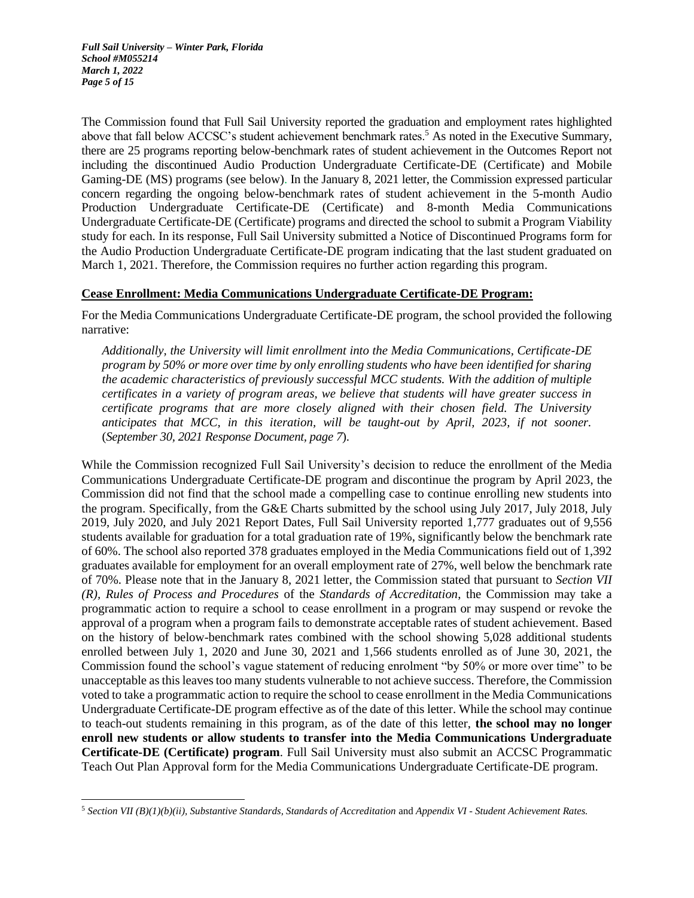The Commission found that Full Sail University reported the graduation and employment rates highlighted above that fall below ACCSC's student achievement benchmark rates.[5] As noted in the Executive Summary, there are 25 programs reporting below-benchmark rates of student achievement in the Outcomes Report not including the discontinued Audio Production Undergraduate Certificate-DE (Certificate) and Mobile Gaming-DE (MS) programs (see below). In the January 8, 2021 letter, the Commission expressed particular concern regarding the ongoing below-benchmark rates of student achievement in the 5-month Audio Production Undergraduate Certificate-DE (Certificate) and 8-month Media Communications Undergraduate Certificate-DE (Certificate) programs and directed the school to submit a Program Viability study for each. In its response, Full Sail University submitted a Notice of Discontinued Programs form for the Audio Production Undergraduate Certificate-DE program indicating that the last student graduated on March 1, 2021. Therefore, the Commission requires no further action regarding this program.

**Cease Enrollment: Media Communications Undergraduate Certificate-DE Program:**

For the Media Communications Undergraduate Certificate-DE program, the school provided the following narrative:

> *Additionally, the University will limit enrollment into the Media Communications, Certificate-DE program by 50% or more over time by only enrolling students who have been identified for sharing the academic characteristics of previously successful MCC students. With the addition of multiple certificates in a variety of program areas, we believe that students will have greater success in certificate programs that are more closely aligned with their chosen field. The University anticipates that MCC, in this iteration, will be taught-out by April, 2023, if not sooner.* (*September 30, 2021 Response Document, page 7*).

While the Commission recognized Full Sail University's decision to reduce the enrollment of the Media Communications Undergraduate Certificate-DE program and discontinue the program by April 2023, the Commission did not find that the school made a compelling case to continue enrolling new students into the program. Specifically, from the G&E Charts submitted by the school using July 2017, July 2018, July 2019, July 2020, and July 2021 Report Dates, Full Sail University reported 1,777 graduates out of 9,556 students available for graduation for a total graduation rate of 19%, significantly below the benchmark rate of 60%. The school also reported 378 graduates employed in the Media Communications field out of 1,392 graduates available for employment for an overall employment rate of 27%, well below the benchmark rate of 70%. Please note that in the January 8, 2021 letter, the Commission stated that pursuant to *Section VII (R), Rules of Process and Procedures* of the *Standards of Accreditation*, the Commission may take a programmatic action to require a school to cease enrollment in a program or may suspend or revoke the approval of a program when a program fails to demonstrate acceptable rates of student achievement. Based on the history of below-benchmark rates combined with the school showing 5,028 additional students enrolled between July 1, 2020 and June 30, 2021 and 1,566 students enrolled as of June 30, 2021, the Commission found the school's vague statement of reducing enrolment "by 50% or more over time" to be unacceptable as this leaves too many students vulnerable to not achieve success. Therefore, the Commission voted to take a programmatic action to require the school to cease enrollment in the Media Communications Undergraduate Certificate-DE program effective as of the date of this letter. While the school may continue to teach-out students remaining in this program, as of the date of this letter, **the school may no longer enroll new students or allow students to transfer into the Media Communications Undergraduate Certificate-DE (Certificate) program**. Full Sail University must also submit an ACCSC Programmatic Teach Out Plan Approval form for the Media Communications Undergraduate Certificate-DE program.

---

[5] *Section VII (B)(1)(b)(ii), Substantive Standards, Standards of Accreditation* and *Appendix VI - Student Achievement Rates.*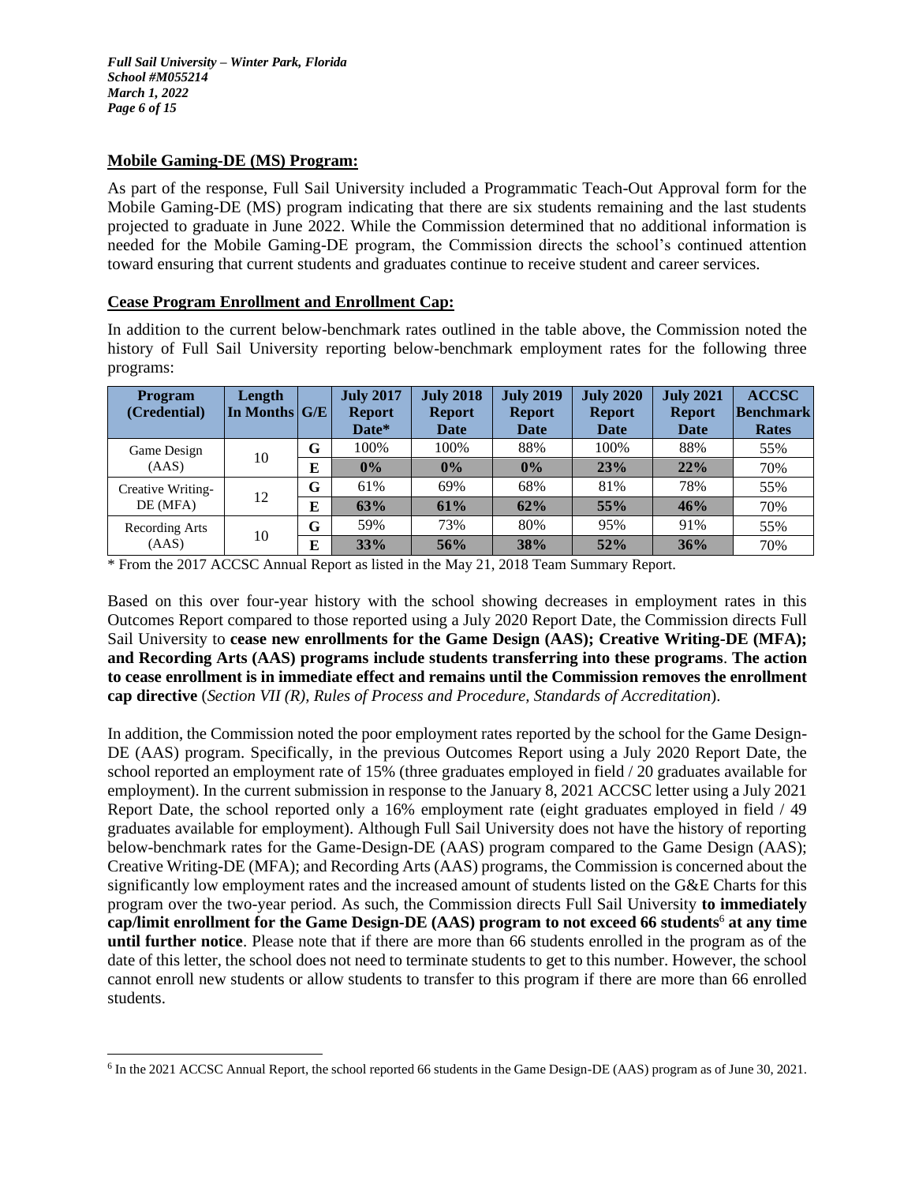**Mobile Gaming-DE (MS) Program:**

As part of the response, Full Sail University included a Programmatic Teach-Out Approval form for the Mobile Gaming-DE (MS) program indicating that there are six students remaining and the last students projected to graduate in June 2022. While the Commission determined that no additional information is needed for the Mobile Gaming-DE program, the Commission directs the school's continued attention toward ensuring that current students and graduates continue to receive student and career services.

**Cease Program Enrollment and Enrollment Cap:**

In addition to the current below-benchmark rates outlined in the table above, the Commission noted the history of Full Sail University reporting below-benchmark employment rates for the following three programs:

| Program (Credential) | Length In Months | G/E | July 2017 Report Date* | July 2018 Report Date | July 2019 Report Date | July 2020 Report Date | July 2021 Report Date | ACCSC Benchmark Rates |
|---|---|---|---|---|---|---|---|---|
| Game Design (AAS) | 10 | G | 100% | 100% | 88% | 100% | 88% | 55% |
| | | E | **0%** | **0%** | **0%** | **23%** | **22%** | 70% |
| Creative Writing-DE (MFA) | 12 | G | 61% | 69% | 68% | 81% | 78% | 55% |
| | | E | **63%** | **61%** | **62%** | **55%** | **46%** | 70% |
| Recording Arts (AAS) | 10 | G | 59% | 73% | 80% | 95% | 91% | 55% |
| | | E | **33%** | **56%** | **38%** | **52%** | **36%** | 70% |

\* From the 2017 ACCSC Annual Report as listed in the May 21, 2018 Team Summary Report.

Based on this over four-year history with the school showing decreases in employment rates in this Outcomes Report compared to those reported using a July 2020 Report Date, the Commission directs Full Sail University to **cease new enrollments for the Game Design (AAS); Creative Writing-DE (MFA); and Recording Arts (AAS) programs include students transferring into these programs**. **The action to cease enrollment is in immediate effect and remains until the Commission removes the enrollment cap directive** (*Section VII (R), Rules of Process and Procedure, Standards of Accreditation*).

In addition, the Commission noted the poor employment rates reported by the school for the Game Design-DE (AAS) program. Specifically, in the previous Outcomes Report using a July 2020 Report Date, the school reported an employment rate of 15% (three graduates employed in field / 20 graduates available for employment). In the current submission in response to the January 8, 2021 ACCSC letter using a July 2021 Report Date, the school reported only a 16% employment rate (eight graduates employed in field / 49 graduates available for employment). Although Full Sail University does not have the history of reporting below-benchmark rates for the Game-Design-DE (AAS) program compared to the Game Design (AAS); Creative Writing-DE (MFA); and Recording Arts (AAS) programs, the Commission is concerned about the significantly low employment rates and the increased amount of students listed on the G&E Charts for this program over the two-year period. As such, the Commission directs Full Sail University **to immediately cap/limit enrollment for the Game Design-DE (AAS) program to not exceed 66 students**[6] **at any time until further notice**. Please note that if there are more than 66 students enrolled in the program as of the date of this letter, the school does not need to terminate students to get to this number. However, the school cannot enroll new students or allow students to transfer to this program if there are more than 66 enrolled students.

[6] In the 2021 ACCSC Annual Report, the school reported 66 students in the Game Design-DE (AAS) program as of June 30, 2021.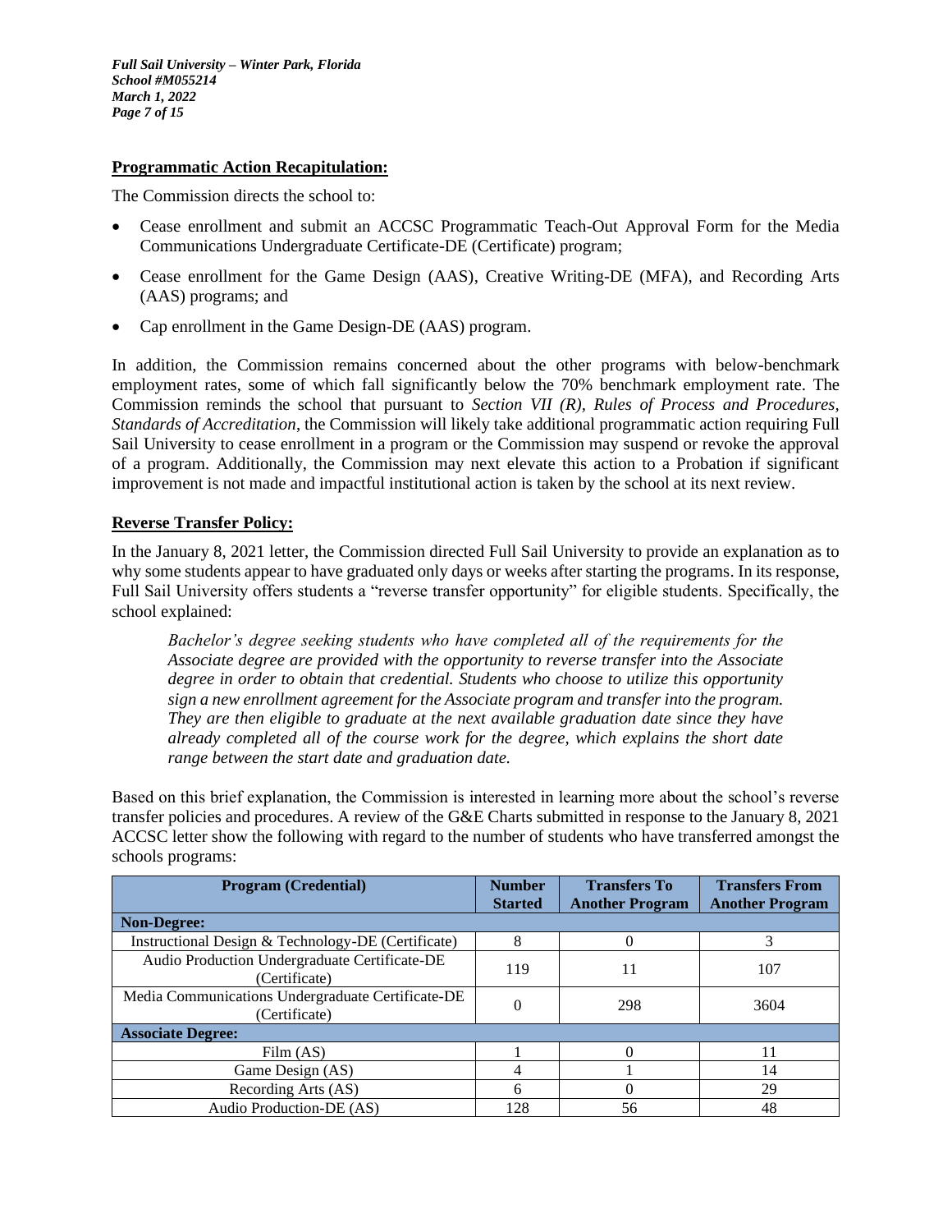**Programmatic Action Recapitulation:**

The Commission directs the school to:

- Cease enrollment and submit an ACCSC Programmatic Teach-Out Approval Form for the Media Communications Undergraduate Certificate-DE (Certificate) program;
- Cease enrollment for the Game Design (AAS), Creative Writing-DE (MFA), and Recording Arts (AAS) programs; and
- Cap enrollment in the Game Design-DE (AAS) program.

In addition, the Commission remains concerned about the other programs with below-benchmark employment rates, some of which fall significantly below the 70% benchmark employment rate. The Commission reminds the school that pursuant to *Section VII (R), Rules of Process and Procedures, Standards of Accreditation*, the Commission will likely take additional programmatic action requiring Full Sail University to cease enrollment in a program or the Commission may suspend or revoke the approval of a program. Additionally, the Commission may next elevate this action to a Probation if significant improvement is not made and impactful institutional action is taken by the school at its next review.

**Reverse Transfer Policy:**

In the January 8, 2021 letter, the Commission directed Full Sail University to provide an explanation as to why some students appear to have graduated only days or weeks after starting the programs. In its response, Full Sail University offers students a "reverse transfer opportunity" for eligible students. Specifically, the school explained:

> *Bachelor's degree seeking students who have completed all of the requirements for the Associate degree are provided with the opportunity to reverse transfer into the Associate degree in order to obtain that credential. Students who choose to utilize this opportunity sign a new enrollment agreement for the Associate program and transfer into the program. They are then eligible to graduate at the next available graduation date since they have already completed all of the course work for the degree, which explains the short date range between the start date and graduation date.*

Based on this brief explanation, the Commission is interested in learning more about the school's reverse transfer policies and procedures. A review of the G&E Charts submitted in response to the January 8, 2021 ACCSC letter show the following with regard to the number of students who have transferred amongst the schools programs:

| Program (Credential) | Number Started | Transfers To Another Program | Transfers From Another Program |
|---|---|---|---|
| **Non-Degree:** | | | |
| Instructional Design & Technology-DE (Certificate) | 8 | 0 | 3 |
| Audio Production Undergraduate Certificate-DE (Certificate) | 119 | 11 | 107 |
| Media Communications Undergraduate Certificate-DE (Certificate) | 0 | 298 | 3604 |
| **Associate Degree:** | | | |
| Film (AS) | 1 | 0 | 11 |
| Game Design (AS) | 4 | 1 | 14 |
| Recording Arts (AS) | 6 | 0 | 29 |
| Audio Production-DE (AS) | 128 | 56 | 48 |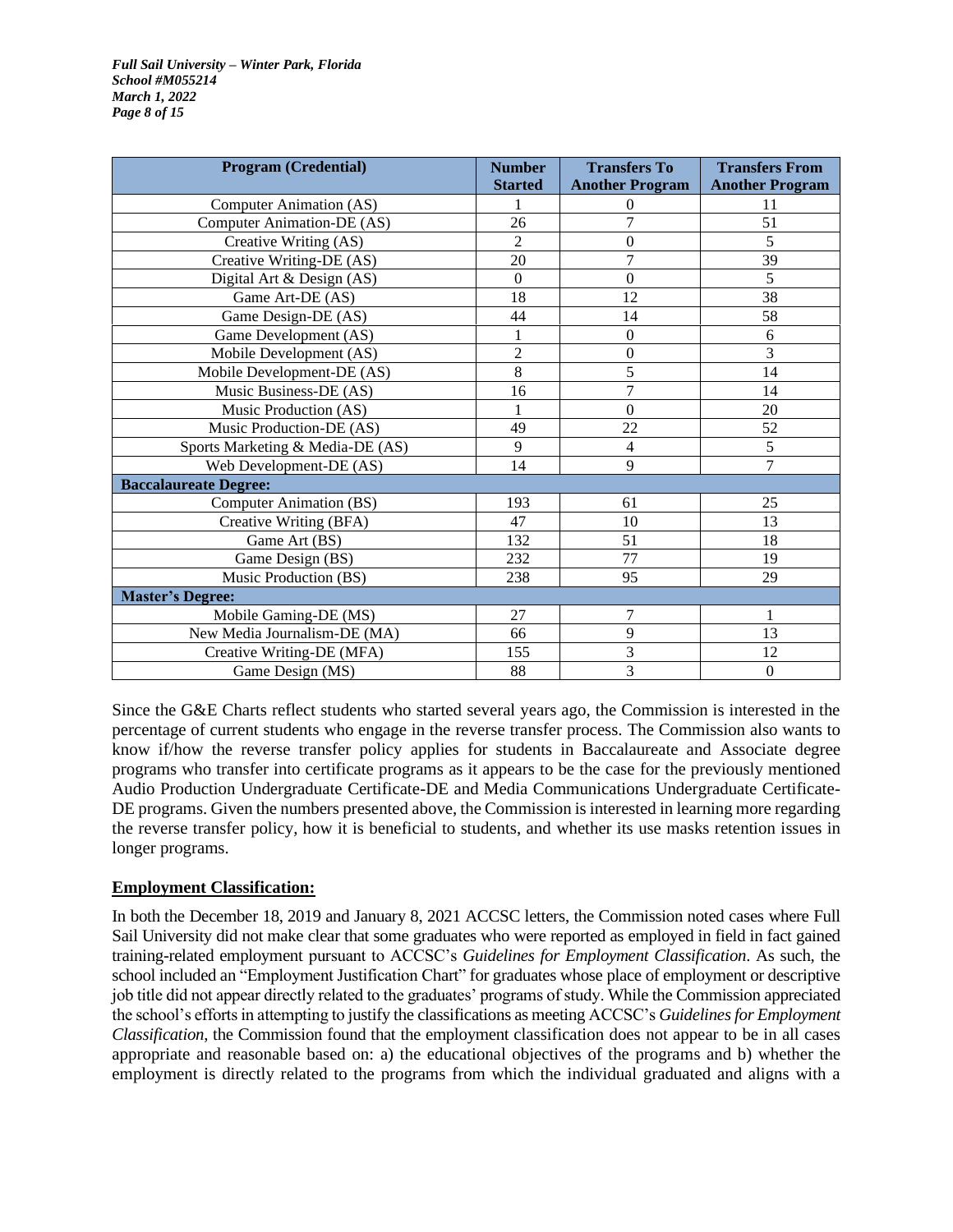| Program (Credential) | Number Started | Transfers To Another Program | Transfers From Another Program |
| --- | --- | --- | --- |
| Computer Animation (AS) | 1 | 0 | 11 |
| Computer Animation-DE (AS) | 26 | 7 | 51 |
| Creative Writing (AS) | 2 | 0 | 5 |
| Creative Writing-DE (AS) | 20 | 7 | 39 |
| Digital Art & Design (AS) | 0 | 0 | 5 |
| Game Art-DE (AS) | 18 | 12 | 38 |
| Game Design-DE (AS) | 44 | 14 | 58 |
| Game Development (AS) | 1 | 0 | 6 |
| Mobile Development (AS) | 2 | 0 | 3 |
| Mobile Development-DE (AS) | 8 | 5 | 14 |
| Music Business-DE (AS) | 16 | 7 | 14 |
| Music Production (AS) | 1 | 0 | 20 |
| Music Production-DE (AS) | 49 | 22 | 52 |
| Sports Marketing & Media-DE (AS) | 9 | 4 | 5 |
| Web Development-DE (AS) | 14 | 9 | 7 |
| **Baccalaureate Degree:** | | | |
| Computer Animation (BS) | 193 | 61 | 25 |
| Creative Writing (BFA) | 47 | 10 | 13 |
| Game Art (BS) | 132 | 51 | 18 |
| Game Design (BS) | 232 | 77 | 19 |
| Music Production (BS) | 238 | 95 | 29 |
| **Master's Degree:** | | | |
| Mobile Gaming-DE (MS) | 27 | 7 | 1 |
| New Media Journalism-DE (MA) | 66 | 9 | 13 |
| Creative Writing-DE (MFA) | 155 | 3 | 12 |
| Game Design (MS) | 88 | 3 | 0 |

Since the G&E Charts reflect students who started several years ago, the Commission is interested in the percentage of current students who engage in the reverse transfer process. The Commission also wants to know if/how the reverse transfer policy applies for students in Baccalaureate and Associate degree programs who transfer into certificate programs as it appears to be the case for the previously mentioned Audio Production Undergraduate Certificate-DE and Media Communications Undergraduate Certificate-DE programs. Given the numbers presented above, the Commission is interested in learning more regarding the reverse transfer policy, how it is beneficial to students, and whether its use masks retention issues in longer programs.

## Employment Classification:

In both the December 18, 2019 and January 8, 2021 ACCSC letters, the Commission noted cases where Full Sail University did not make clear that some graduates who were reported as employed in field in fact gained training-related employment pursuant to ACCSC's *Guidelines for Employment Classification*. As such, the school included an "Employment Justification Chart" for graduates whose place of employment or descriptive job title did not appear directly related to the graduates' programs of study. While the Commission appreciated the school's efforts in attempting to justify the classifications as meeting ACCSC's *Guidelines for Employment Classification*, the Commission found that the employment classification does not appear to be in all cases appropriate and reasonable based on: a) the educational objectives of the programs and b) whether the employment is directly related to the programs from which the individual graduated and aligns with a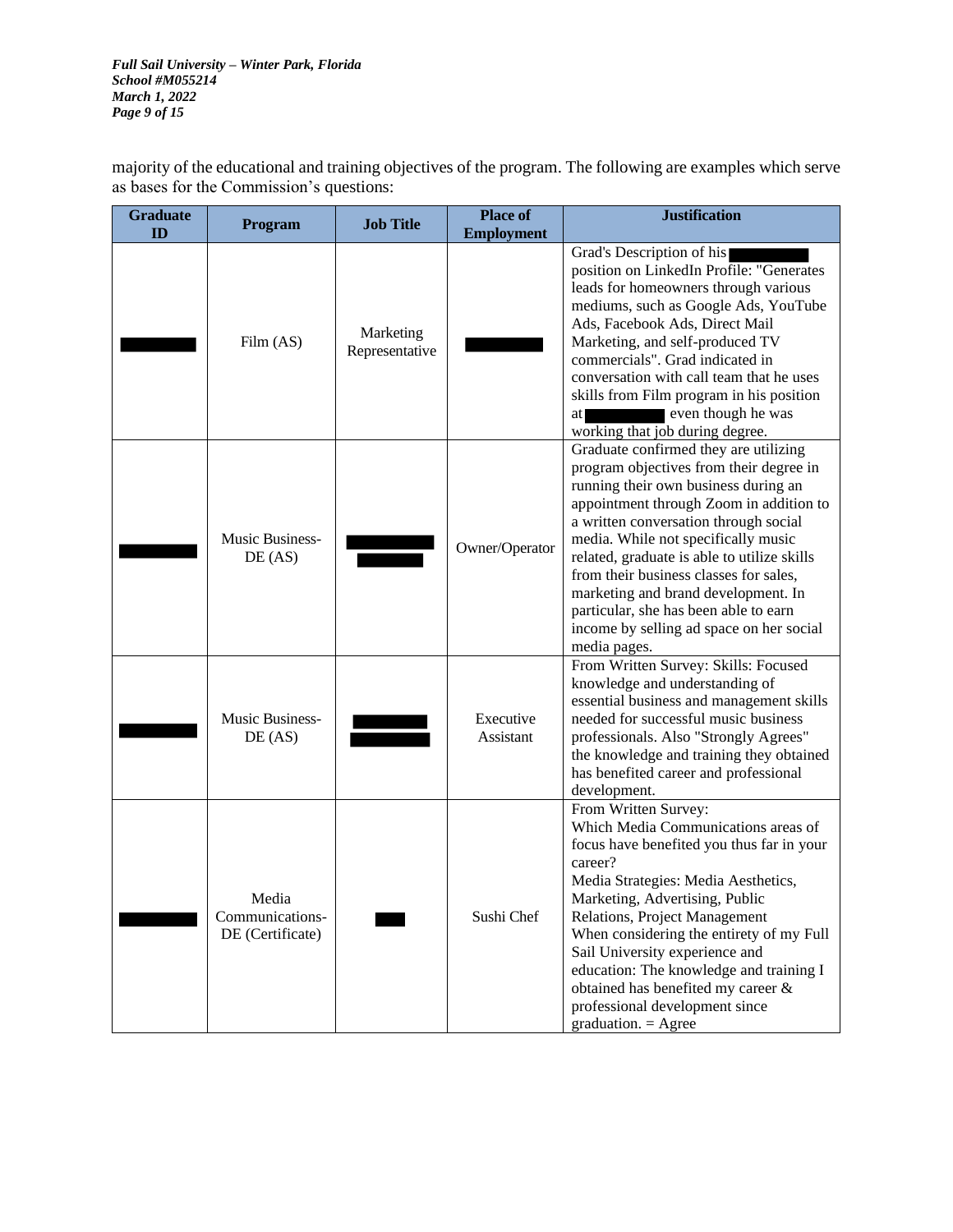majority of the educational and training objectives of the program. The following are examples which serve as bases for the Commission's questions:

| Graduate ID | Program | Job Title | Place of Employment | Justification |
|---|---|---|---|---|
| █████ | Film (AS) | Marketing Representative | █████ | Grad's Description of his █████ position on LinkedIn Profile: "Generates leads for homeowners through various mediums, such as Google Ads, YouTube Ads, Facebook Ads, Direct Mail Marketing, and self-produced TV commercials". Grad indicated in conversation with call team that he uses skills from Film program in his position at █████ even though he was working that job during degree. |
| █████ | Music Business-DE (AS) | █████ | Owner/Operator | Graduate confirmed they are utilizing program objectives from their degree in running their own business during an appointment through Zoom in addition to a written conversation through social media. While not specifically music related, graduate is able to utilize skills from their business classes for sales, marketing and brand development. In particular, she has been able to earn income by selling ad space on her social media pages. |
| █████ | Music Business-DE (AS) | █████ | Executive Assistant | From Written Survey: Skills: Focused knowledge and understanding of essential business and management skills needed for successful music business professionals. Also "Strongly Agrees" the knowledge and training they obtained has benefited career and professional development. |
| █████ | Media Communications-DE (Certificate) | █████ | Sushi Chef | From Written Survey:<br>Which Media Communications areas of focus have benefited you thus far in your career?<br>Media Strategies: Media Aesthetics, Marketing, Advertising, Public Relations, Project Management<br>When considering the entirety of my Full Sail University experience and education: The knowledge and training I obtained has benefited my career & professional development since graduation. = Agree |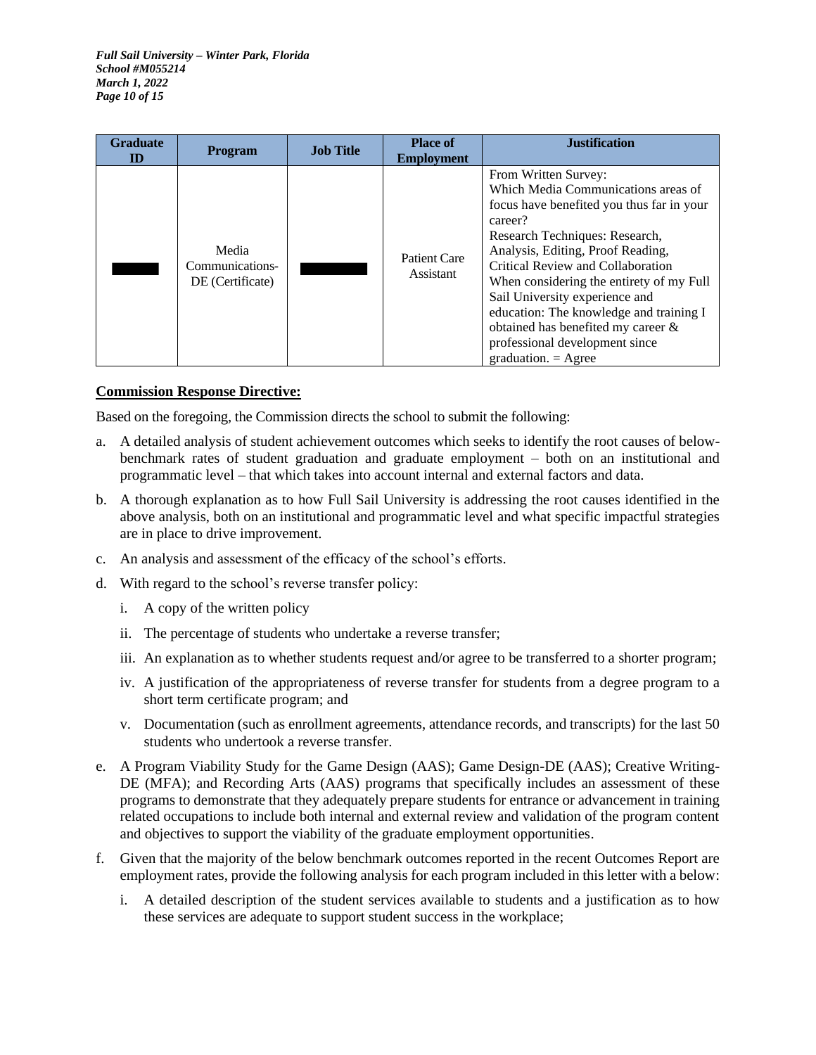| Graduate ID | Program | Job Title | Place of Employment | Justification |
|---|---|---|---|---|
| ███ | Media Communications-DE (Certificate) | ███ | Patient Care Assistant | From Written Survey: Which Media Communications areas of focus have benefited you thus far in your career? Research Techniques: Research, Analysis, Editing, Proof Reading, Critical Review and Collaboration When considering the entirety of my Full Sail University experience and education: The knowledge and training I obtained has benefited my career & professional development since graduation. = Agree |

**Commission Response Directive:**

Based on the foregoing, the Commission directs the school to submit the following:

a. A detailed analysis of student achievement outcomes which seeks to identify the root causes of below-benchmark rates of student graduation and graduate employment – both on an institutional and programmatic level – that which takes into account internal and external factors and data.

b. A thorough explanation as to how Full Sail University is addressing the root causes identified in the above analysis, both on an institutional and programmatic level and what specific impactful strategies are in place to drive improvement.

c. An analysis and assessment of the efficacy of the school's efforts.

d. With regard to the school's reverse transfer policy:

   i. A copy of the written policy

   ii. The percentage of students who undertake a reverse transfer;

   iii. An explanation as to whether students request and/or agree to be transferred to a shorter program;

   iv. A justification of the appropriateness of reverse transfer for students from a degree program to a short term certificate program; and

   v. Documentation (such as enrollment agreements, attendance records, and transcripts) for the last 50 students who undertook a reverse transfer.

e. A Program Viability Study for the Game Design (AAS); Game Design-DE (AAS); Creative Writing-DE (MFA); and Recording Arts (AAS) programs that specifically includes an assessment of these programs to demonstrate that they adequately prepare students for entrance or advancement in training related occupations to include both internal and external review and validation of the program content and objectives to support the viability of the graduate employment opportunities.

f. Given that the majority of the below benchmark outcomes reported in the recent Outcomes Report are employment rates, provide the following analysis for each program included in this letter with a below:

   i. A detailed description of the student services available to students and a justification as to how these services are adequate to support student success in the workplace;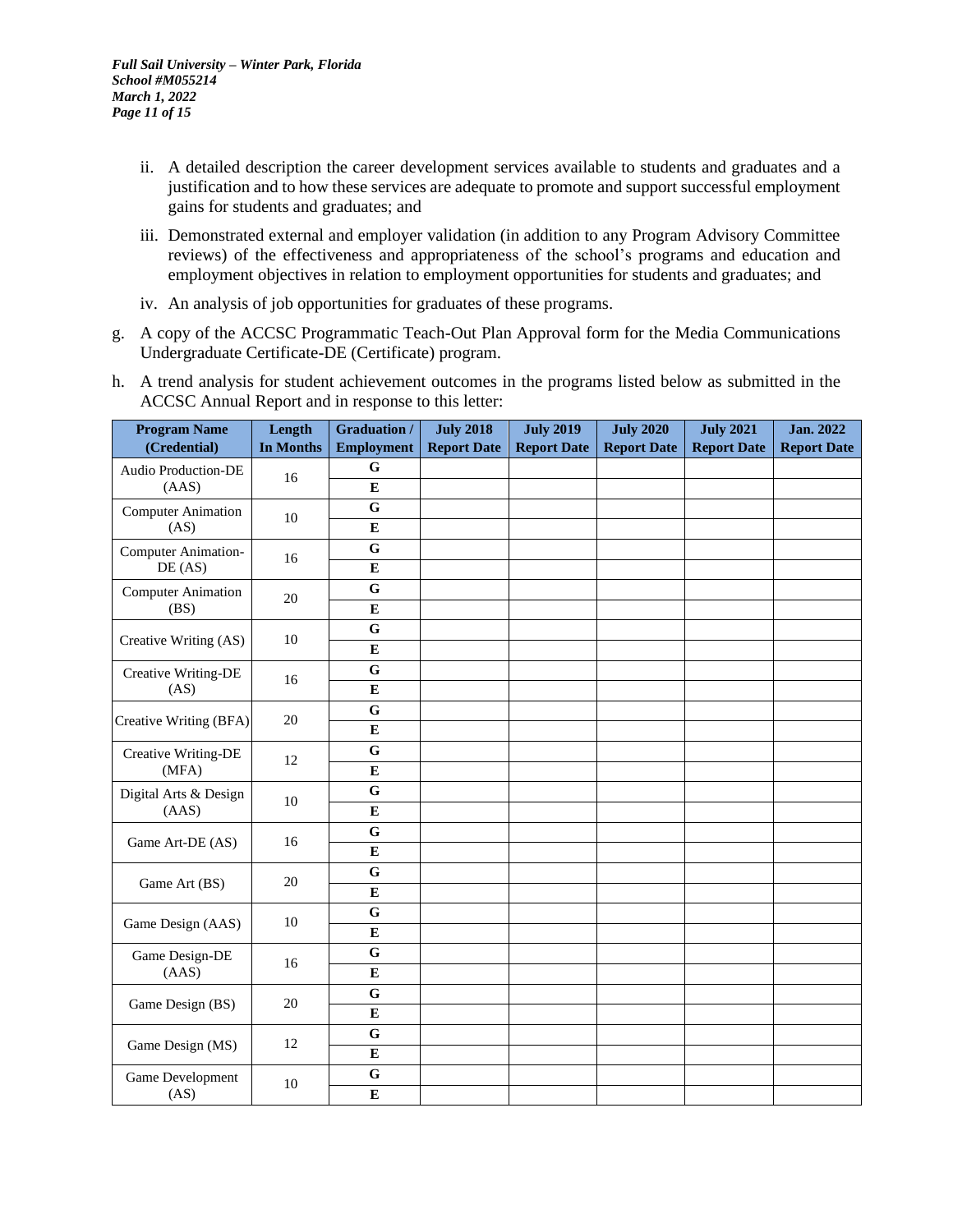ii. A detailed description the career development services available to students and graduates and a justification and to how these services are adequate to promote and support successful employment gains for students and graduates; and

iii. Demonstrated external and employer validation (in addition to any Program Advisory Committee reviews) of the effectiveness and appropriateness of the school's programs and education and employment objectives in relation to employment opportunities for students and graduates; and

iv. An analysis of job opportunities for graduates of these programs.

g. A copy of the ACCSC Programmatic Teach-Out Plan Approval form for the Media Communications Undergraduate Certificate-DE (Certificate) program.

h. A trend analysis for student achievement outcomes in the programs listed below as submitted in the ACCSC Annual Report and in response to this letter:

| Program Name (Credential) | Length In Months | Graduation / Employment | July 2018 Report Date | July 2019 Report Date | July 2020 Report Date | July 2021 Report Date | Jan. 2022 Report Date |
|---|---|---|---|---|---|---|---|
| Audio Production-DE (AAS) | 16 | G | | | | | |
| | | E | | | | | |
| Computer Animation (AS) | 10 | G | | | | | |
| | | E | | | | | |
| Computer Animation-DE (AS) | 16 | G | | | | | |
| | | E | | | | | |
| Computer Animation (BS) | 20 | G | | | | | |
| | | E | | | | | |
| Creative Writing (AS) | 10 | G | | | | | |
| | | E | | | | | |
| Creative Writing-DE (AS) | 16 | G | | | | | |
| | | E | | | | | |
| Creative Writing (BFA) | 20 | G | | | | | |
| | | E | | | | | |
| Creative Writing-DE (MFA) | 12 | G | | | | | |
| | | E | | | | | |
| Digital Arts & Design (AAS) | 10 | G | | | | | |
| | | E | | | | | |
| Game Art-DE (AS) | 16 | G | | | | | |
| | | E | | | | | |
| Game Art (BS) | 20 | G | | | | | |
| | | E | | | | | |
| Game Design (AAS) | 10 | G | | | | | |
| | | E | | | | | |
| Game Design-DE (AAS) | 16 | G | | | | | |
| | | E | | | | | |
| Game Design (BS) | 20 | G | | | | | |
| | | E | | | | | |
| Game Design (MS) | 12 | G | | | | | |
| | | E | | | | | |
| Game Development (AS) | 10 | G | | | | | |
| | | E | | | | | |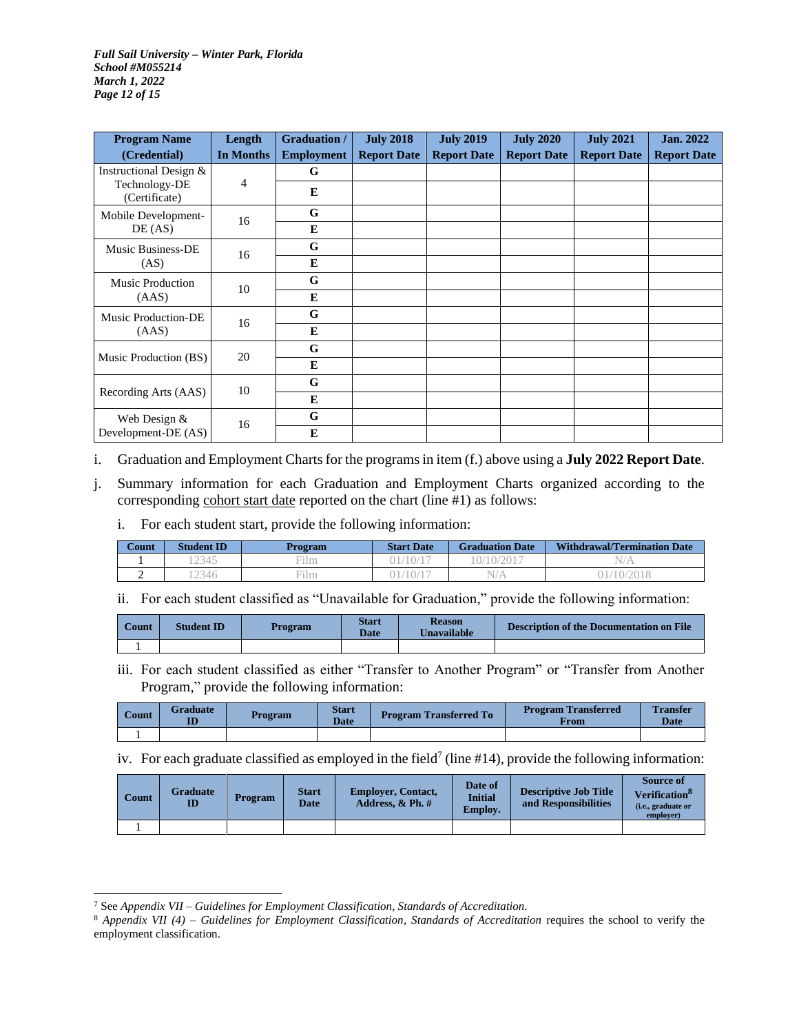| Program Name (Credential) | Length In Months | Graduation / Employment | July 2018 Report Date | July 2019 Report Date | July 2020 Report Date | July 2021 Report Date | Jan. 2022 Report Date |
|---|---|---|---|---|---|---|---|
| Instructional Design & Technology-DE (Certificate) | 4 | G | | | | | |
| | | E | | | | | |
| Mobile Development-DE (AS) | 16 | G | | | | | |
| | | E | | | | | |
| Music Business-DE (AS) | 16 | G | | | | | |
| | | E | | | | | |
| Music Production (AAS) | 10 | G | | | | | |
| | | E | | | | | |
| Music Production-DE (AAS) | 16 | G | | | | | |
| | | E | | | | | |
| Music Production (BS) | 20 | G | | | | | |
| | | E | | | | | |
| Recording Arts (AAS) | 10 | G | | | | | |
| | | E | | | | | |
| Web Design & Development-DE (AS) | 16 | G | | | | | |
| | | E | | | | | |

i. Graduation and Employment Charts for the programs in item (f.) above using a **July 2022 Report Date**.

j. Summary information for each Graduation and Employment Charts organized according to the corresponding cohort start date reported on the chart (line #1) as follows:

i. For each student start, provide the following information:

| Count | Student ID | Program | Start Date | Graduation Date | Withdrawal/Termination Date |
|---|---|---|---|---|---|
| 1 | 12345 | Film | 01/10/17 | 10/10/2017 | N/A |
| 2 | 12346 | Film | 01/10/17 | N/A | 01/10/2018 |

ii. For each student classified as "Unavailable for Graduation," provide the following information:

| Count | Student ID | Program | Start Date | Reason Unavailable | Description of the Documentation on File |
|---|---|---|---|---|---|
| 1 | | | | | |

iii. For each student classified as either "Transfer to Another Program" or "Transfer from Another Program," provide the following information:

| Count | Graduate ID | Program | Start Date | Program Transferred To | Program Transferred From | Transfer Date |
|---|---|---|---|---|---|---|
| 1 | | | | | | |

iv. For each graduate classified as employed in the field[7] (line #14), provide the following information:

| Count | Graduate ID | Program | Start Date | Employer, Contact, Address, & Ph. # | Date of Initial Employ. | Descriptive Job Title and Responsibilities | Source of Verification[8] (i.e., graduate or employer) |
|---|---|---|---|---|---|---|---|
| 1 | | | | | | | |

[7] See *Appendix VII – Guidelines for Employment Classification, Standards of Accreditation*.

[8] *Appendix VII (4) – Guidelines for Employment Classification*, *Standards of Accreditation* requires the school to verify the employment classification.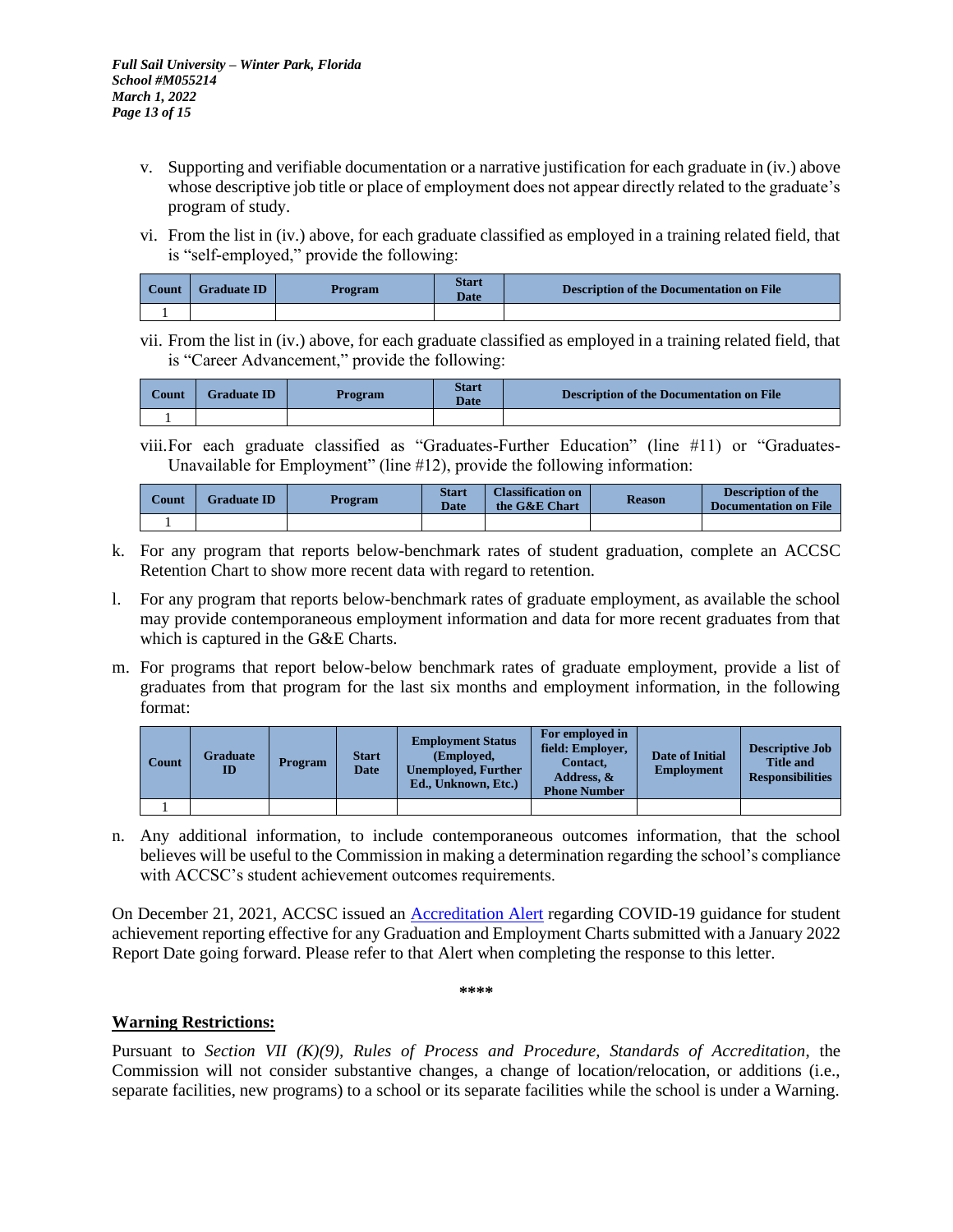v. Supporting and verifiable documentation or a narrative justification for each graduate in (iv.) above whose descriptive job title or place of employment does not appear directly related to the graduate's program of study.

vi. From the list in (iv.) above, for each graduate classified as employed in a training related field, that is "self-employed," provide the following:

| Count | Graduate ID | Program | Start Date | Description of the Documentation on File |
|---|---|---|---|---|
| 1 | | | | |

vii. From the list in (iv.) above, for each graduate classified as employed in a training related field, that is "Career Advancement," provide the following:

| Count | Graduate ID | Program | Start Date | Description of the Documentation on File |
|---|---|---|---|---|
| 1 | | | | |

viii. For each graduate classified as "Graduates-Further Education" (line #11) or "Graduates-Unavailable for Employment" (line #12), provide the following information:

| Count | Graduate ID | Program | Start Date | Classification on the G&E Chart | Reason | Description of the Documentation on File |
|---|---|---|---|---|---|---|
| 1 | | | | | | |

k. For any program that reports below-benchmark rates of student graduation, complete an ACCSC Retention Chart to show more recent data with regard to retention.

l. For any program that reports below-benchmark rates of graduate employment, as available the school may provide contemporaneous employment information and data for more recent graduates from that which is captured in the G&E Charts.

m. For programs that report below-below benchmark rates of graduate employment, provide a list of graduates from that program for the last six months and employment information, in the following format:

| Count | Graduate ID | Program | Start Date | Employment Status (Employed, Unemployed, Further Ed., Unknown, Etc.) | For employed in field: Employer, Contact, Address, & Phone Number | Date of Initial Employment | Descriptive Job Title and Responsibilities |
|---|---|---|---|---|---|---|---|
| 1 | | | | | | | |

n. Any additional information, to include contemporaneous outcomes information, that the school believes will be useful to the Commission in making a determination regarding the school's compliance with ACCSC's student achievement outcomes requirements.

On December 21, 2021, ACCSC issued an Accreditation Alert regarding COVID-19 guidance for student achievement reporting effective for any Graduation and Employment Charts submitted with a January 2022 Report Date going forward. Please refer to that Alert when completing the response to this letter.

\*\*\*\*

**Warning Restrictions:**

Pursuant to *Section VII (K)(9), Rules of Process and Procedure, Standards of Accreditation*, the Commission will not consider substantive changes, a change of location/relocation, or additions (i.e., separate facilities, new programs) to a school or its separate facilities while the school is under a Warning.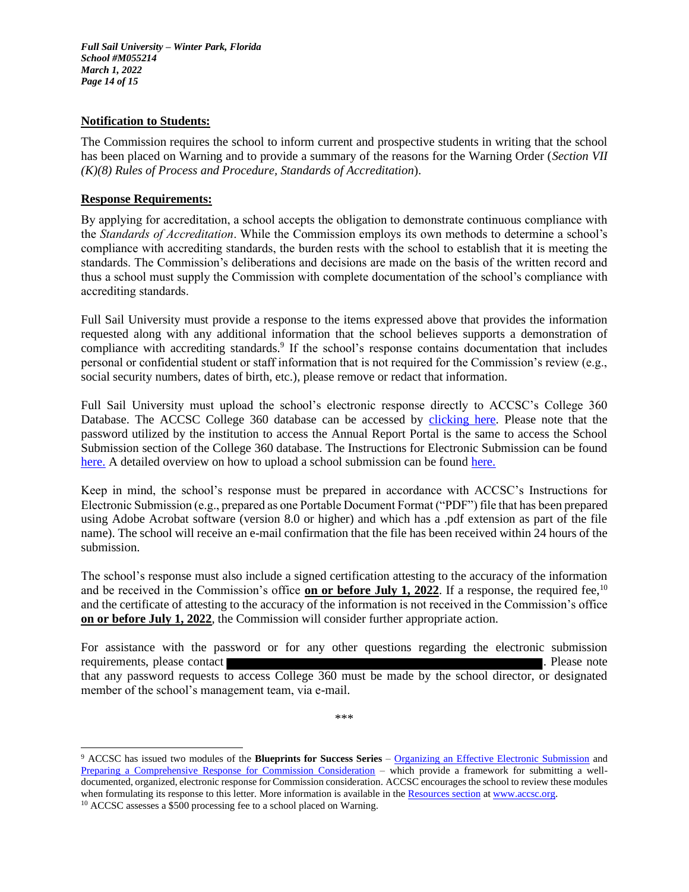**Notification to Students:**

The Commission requires the school to inform current and prospective students in writing that the school has been placed on Warning and to provide a summary of the reasons for the Warning Order (*Section VII (K)(8) Rules of Process and Procedure, Standards of Accreditation*).

**Response Requirements:**

By applying for accreditation, a school accepts the obligation to demonstrate continuous compliance with the *Standards of Accreditation*. While the Commission employs its own methods to determine a school's compliance with accrediting standards, the burden rests with the school to establish that it is meeting the standards. The Commission's deliberations and decisions are made on the basis of the written record and thus a school must supply the Commission with complete documentation of the school's compliance with accrediting standards.

Full Sail University must provide a response to the items expressed above that provides the information requested along with any additional information that the school believes supports a demonstration of compliance with accrediting standards.[9] If the school's response contains documentation that includes personal or confidential student or staff information that is not required for the Commission's review (e.g., social security numbers, dates of birth, etc.), please remove or redact that information.

Full Sail University must upload the school's electronic response directly to ACCSC's College 360 Database. The ACCSC College 360 database can be accessed by clicking here. Please note that the password utilized by the institution to access the Annual Report Portal is the same to access the School Submission section of the College 360 database. The Instructions for Electronic Submission can be found here. A detailed overview on how to upload a school submission can be found here.

Keep in mind, the school's response must be prepared in accordance with ACCSC's Instructions for Electronic Submission (e.g., prepared as one Portable Document Format ("PDF") file that has been prepared using Adobe Acrobat software (version 8.0 or higher) and which has a .pdf extension as part of the file name). The school will receive an e-mail confirmation that the file has been received within 24 hours of the submission.

The school's response must also include a signed certification attesting to the accuracy of the information and be received in the Commission's office **on or before July 1, 2022**. If a response, the required fee,[10] and the certificate of attesting to the accuracy of the information is not received in the Commission's office **on or before July 1, 2022**, the Commission will consider further appropriate action.

For assistance with the password or for any other questions regarding the electronic submission requirements, please contact [REDACTED]. Please note that any password requests to access College 360 must be made by the school director, or designated member of the school's management team, via e-mail.

\*\*\*

---

[9] ACCSC has issued two modules of the **Blueprints for Success Series** – Organizing an Effective Electronic Submission and Preparing a Comprehensive Response for Commission Consideration – which provide a framework for submitting a well-documented, organized, electronic response for Commission consideration. ACCSC encourages the school to review these modules when formulating its response to this letter. More information is available in the Resources section at www.accsc.org.

[10] ACCSC assesses a $500 processing fee to a school placed on Warning.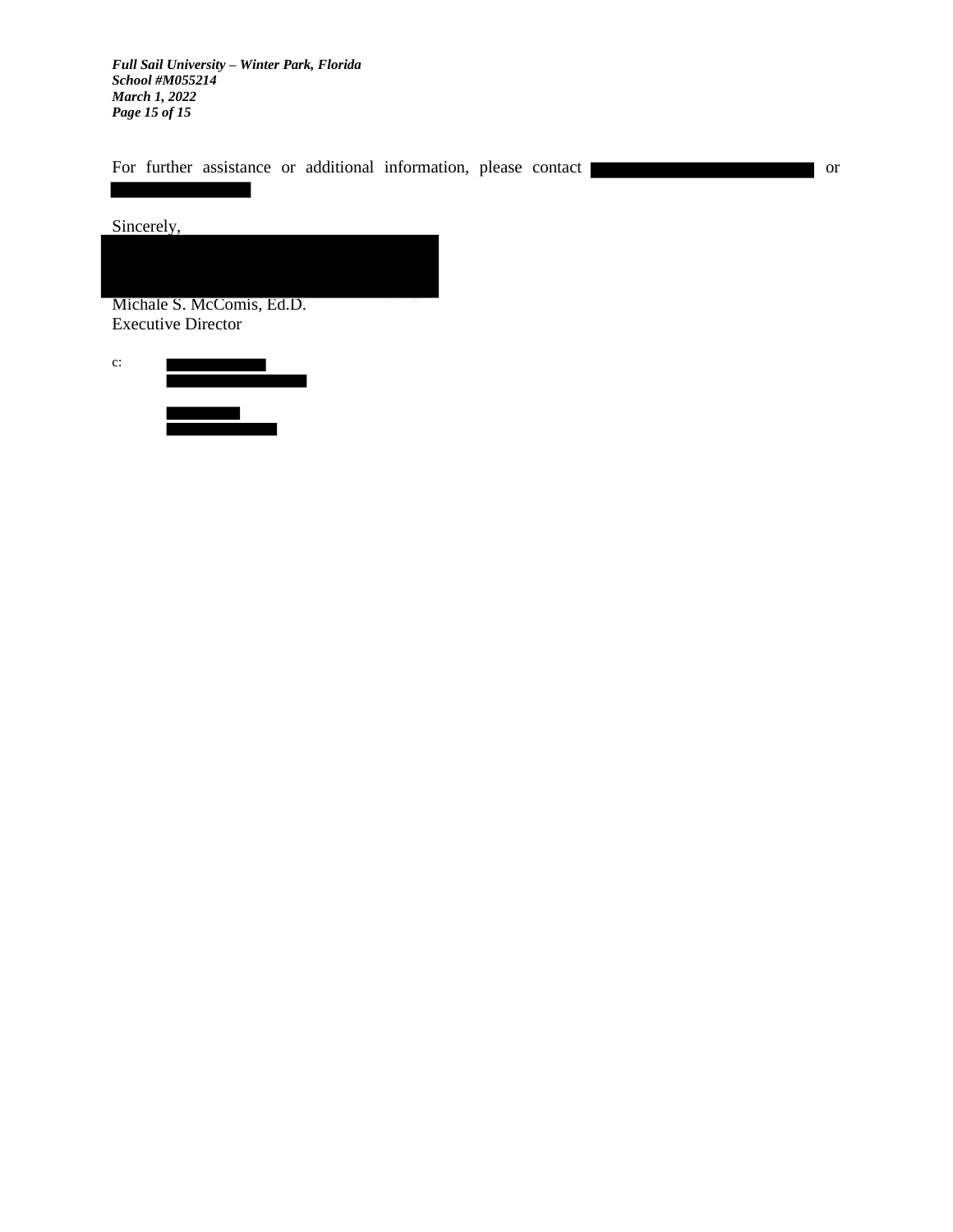For further assistance or additional information, please contact [REDACTED] or [REDACTED]

Sincerely,

[REDACTED]

Michale S. McComis, Ed.D.
Executive Director

c: [REDACTED]
[REDACTED]

[REDACTED]
[REDACTED]